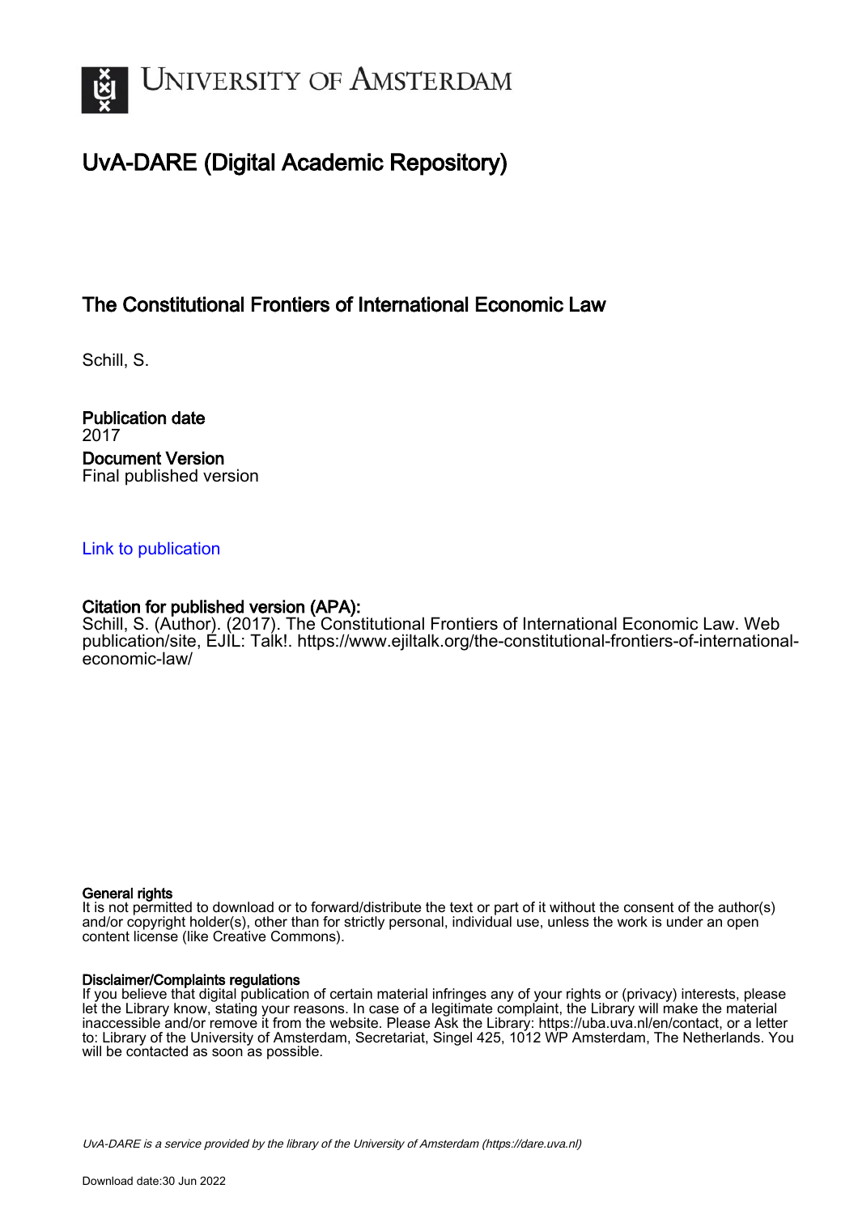# UvA-DARE (Digital Academic Repository)

## The Constitutional Frontiers of International Economic Law

Schill, S.

**Publication date**
2017

**Document Version**
Final published version

[Link to publication](#)

**Citation for published version (APA):**
Schill, S. (Author). (2017). The Constitutional Frontiers of International Economic Law. Web publication/site, EJIL: Talk!. https://www.ejiltalk.org/the-constitutional-frontiers-of-international-economic-law/

**General rights**
It is not permitted to download or to forward/distribute the text or part of it without the consent of the author(s) and/or copyright holder(s), other than for strictly personal, individual use, unless the work is under an open content license (like Creative Commons).

**Disclaimer/Complaints regulations**
If you believe that digital publication of certain material infringes any of your rights or (privacy) interests, please let the Library know, stating your reasons. In case of a legitimate complaint, the Library will make the material inaccessible and/or remove it from the website. Please Ask the Library: https://uba.uva.nl/en/contact, or a letter to: Library of the University of Amsterdam, Secretariat, Singel 425, 1012 WP Amsterdam, The Netherlands. You will be contacted as soon as possible.

*UvA-DARE is a service provided by the library of the University of Amsterdam (https://dare.uva.nl)*

Download date:30 Jun 2022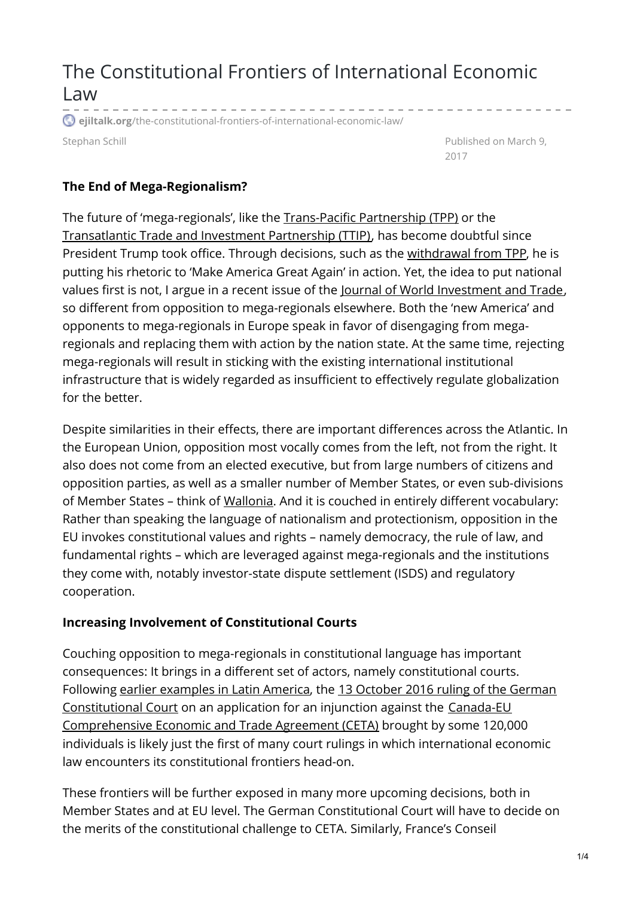# The Constitutional Frontiers of International Economic Law

ejiltalk.org/the-constitutional-frontiers-of-international-economic-law/

Stephan Schill

Published on March 9, 2017

**The End of Mega-Regionalism?**

The future of 'mega-regionals', like the Trans-Pacific Partnership (TPP) or the Transatlantic Trade and Investment Partnership (TTIP), has become doubtful since President Trump took office. Through decisions, such as the withdrawal from TPP, he is putting his rhetoric to 'Make America Great Again' in action. Yet, the idea to put national values first is not, I argue in a recent issue of the Journal of World Investment and Trade, so different from opposition to mega-regionals elsewhere. Both the 'new America' and opponents to mega-regionals in Europe speak in favor of disengaging from mega-regionals and replacing them with action by the nation state. At the same time, rejecting mega-regionals will result in sticking with the existing international institutional infrastructure that is widely regarded as insufficient to effectively regulate globalization for the better.

Despite similarities in their effects, there are important differences across the Atlantic. In the European Union, opposition most vocally comes from the left, not from the right. It also does not come from an elected executive, but from large numbers of citizens and opposition parties, as well as a smaller number of Member States, or even sub-divisions of Member States – think of Wallonia. And it is couched in entirely different vocabulary: Rather than speaking the language of nationalism and protectionism, opposition in the EU invokes constitutional values and rights – namely democracy, the rule of law, and fundamental rights – which are leveraged against mega-regionals and the institutions they come with, notably investor-state dispute settlement (ISDS) and regulatory cooperation.

**Increasing Involvement of Constitutional Courts**

Couching opposition to mega-regionals in constitutional language has important consequences: It brings in a different set of actors, namely constitutional courts. Following earlier examples in Latin America, the 13 October 2016 ruling of the German Constitutional Court on an application for an injunction against the Canada-EU Comprehensive Economic and Trade Agreement (CETA) brought by some 120,000 individuals is likely just the first of many court rulings in which international economic law encounters its constitutional frontiers head-on.

These frontiers will be further exposed in many more upcoming decisions, both in Member States and at EU level. The German Constitutional Court will have to decide on the merits of the constitutional challenge to CETA. Similarly, France's Conseil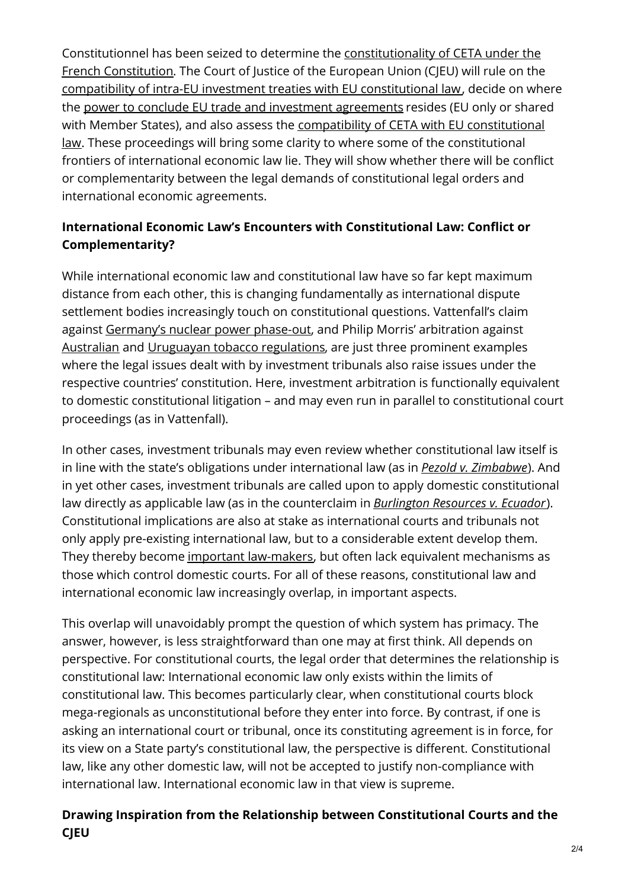Constitutionnel has been seized to determine the constitutionality of CETA under the French Constitution. The Court of Justice of the European Union (CJEU) will rule on the compatibility of intra-EU investment treaties with EU constitutional law, decide on where the power to conclude EU trade and investment agreements resides (EU only or shared with Member States), and also assess the compatibility of CETA with EU constitutional law. These proceedings will bring some clarity to where some of the constitutional frontiers of international economic law lie. They will show whether there will be conflict or complementarity between the legal demands of constitutional legal orders and international economic agreements.

**International Economic Law's Encounters with Constitutional Law: Conflict or Complementarity?**

While international economic law and constitutional law have so far kept maximum distance from each other, this is changing fundamentally as international dispute settlement bodies increasingly touch on constitutional questions. Vattenfall's claim against Germany's nuclear power phase-out, and Philip Morris' arbitration against Australian and Uruguayan tobacco regulations, are just three prominent examples where the legal issues dealt with by investment tribunals also raise issues under the respective countries' constitution. Here, investment arbitration is functionally equivalent to domestic constitutional litigation – and may even run in parallel to constitutional court proceedings (as in Vattenfall).

In other cases, investment tribunals may even review whether constitutional law itself is in line with the state's obligations under international law (as in *Pezold v. Zimbabwe*). And in yet other cases, investment tribunals are called upon to apply domestic constitutional law directly as applicable law (as in the counterclaim in *Burlington Resources v. Ecuador*). Constitutional implications are also at stake as international courts and tribunals not only apply pre-existing international law, but to a considerable extent develop them. They thereby become important law-makers, but often lack equivalent mechanisms as those which control domestic courts. For all of these reasons, constitutional law and international economic law increasingly overlap, in important aspects.

This overlap will unavoidably prompt the question of which system has primacy. The answer, however, is less straightforward than one may at first think. All depends on perspective. For constitutional courts, the legal order that determines the relationship is constitutional law: International economic law only exists within the limits of constitutional law. This becomes particularly clear, when constitutional courts block mega-regionals as unconstitutional before they enter into force. By contrast, if one is asking an international court or tribunal, once its constituting agreement is in force, for its view on a State party's constitutional law, the perspective is different. Constitutional law, like any other domestic law, will not be accepted to justify non-compliance with international law. International economic law in that view is supreme.

**Drawing Inspiration from the Relationship between Constitutional Courts and the CJEU**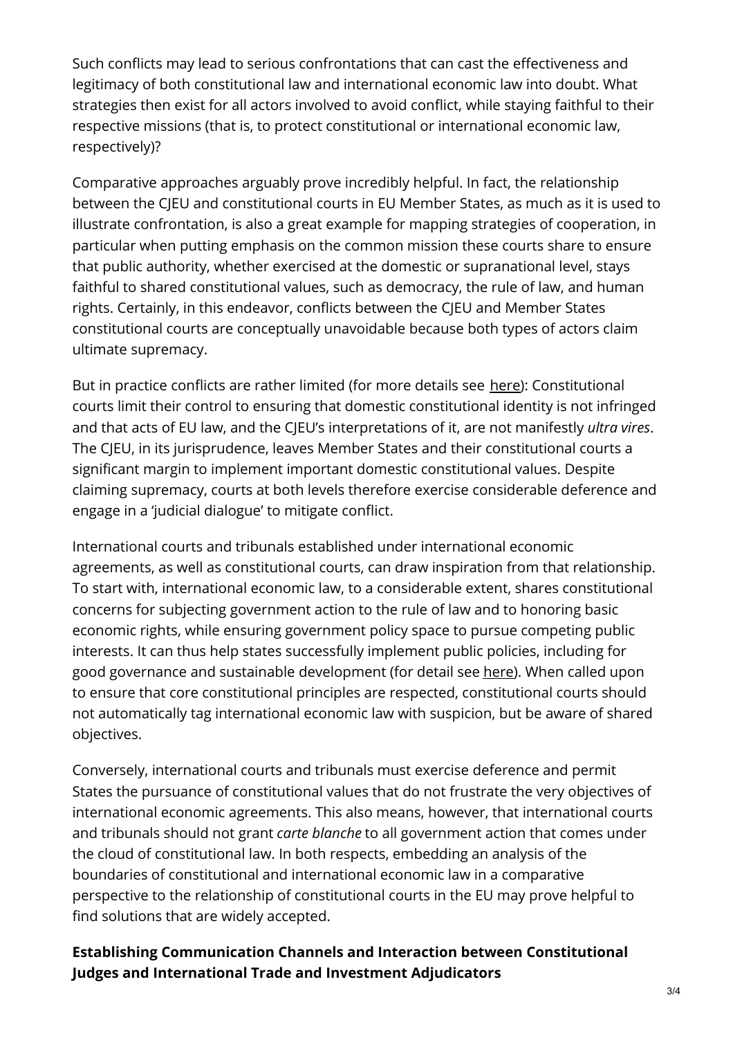Such conflicts may lead to serious confrontations that can cast the effectiveness and legitimacy of both constitutional law and international economic law into doubt. What strategies then exist for all actors involved to avoid conflict, while staying faithful to their respective missions (that is, to protect constitutional or international economic law, respectively)?

Comparative approaches arguably prove incredibly helpful. In fact, the relationship between the CJEU and constitutional courts in EU Member States, as much as it is used to illustrate confrontation, is also a great example for mapping strategies of cooperation, in particular when putting emphasis on the common mission these courts share to ensure that public authority, whether exercised at the domestic or supranational level, stays faithful to shared constitutional values, such as democracy, the rule of law, and human rights. Certainly, in this endeavor, conflicts between the CJEU and Member States constitutional courts are conceptually unavoidable because both types of actors claim ultimate supremacy.

But in practice conflicts are rather limited (for more details see here): Constitutional courts limit their control to ensuring that domestic constitutional identity is not infringed and that acts of EU law, and the CJEU's interpretations of it, are not manifestly *ultra vires*. The CJEU, in its jurisprudence, leaves Member States and their constitutional courts a significant margin to implement important domestic constitutional values. Despite claiming supremacy, courts at both levels therefore exercise considerable deference and engage in a 'judicial dialogue' to mitigate conflict.

International courts and tribunals established under international economic agreements, as well as constitutional courts, can draw inspiration from that relationship. To start with, international economic law, to a considerable extent, shares constitutional concerns for subjecting government action to the rule of law and to honoring basic economic rights, while ensuring government policy space to pursue competing public interests. It can thus help states successfully implement public policies, including for good governance and sustainable development (for detail see here). When called upon to ensure that core constitutional principles are respected, constitutional courts should not automatically tag international economic law with suspicion, but be aware of shared objectives.

Conversely, international courts and tribunals must exercise deference and permit States the pursuance of constitutional values that do not frustrate the very objectives of international economic agreements. This also means, however, that international courts and tribunals should not grant *carte blanche* to all government action that comes under the cloud of constitutional law. In both respects, embedding an analysis of the boundaries of constitutional and international economic law in a comparative perspective to the relationship of constitutional courts in the EU may prove helpful to find solutions that are widely accepted.

**Establishing Communication Channels and Interaction between Constitutional Judges and International Trade and Investment Adjudicators**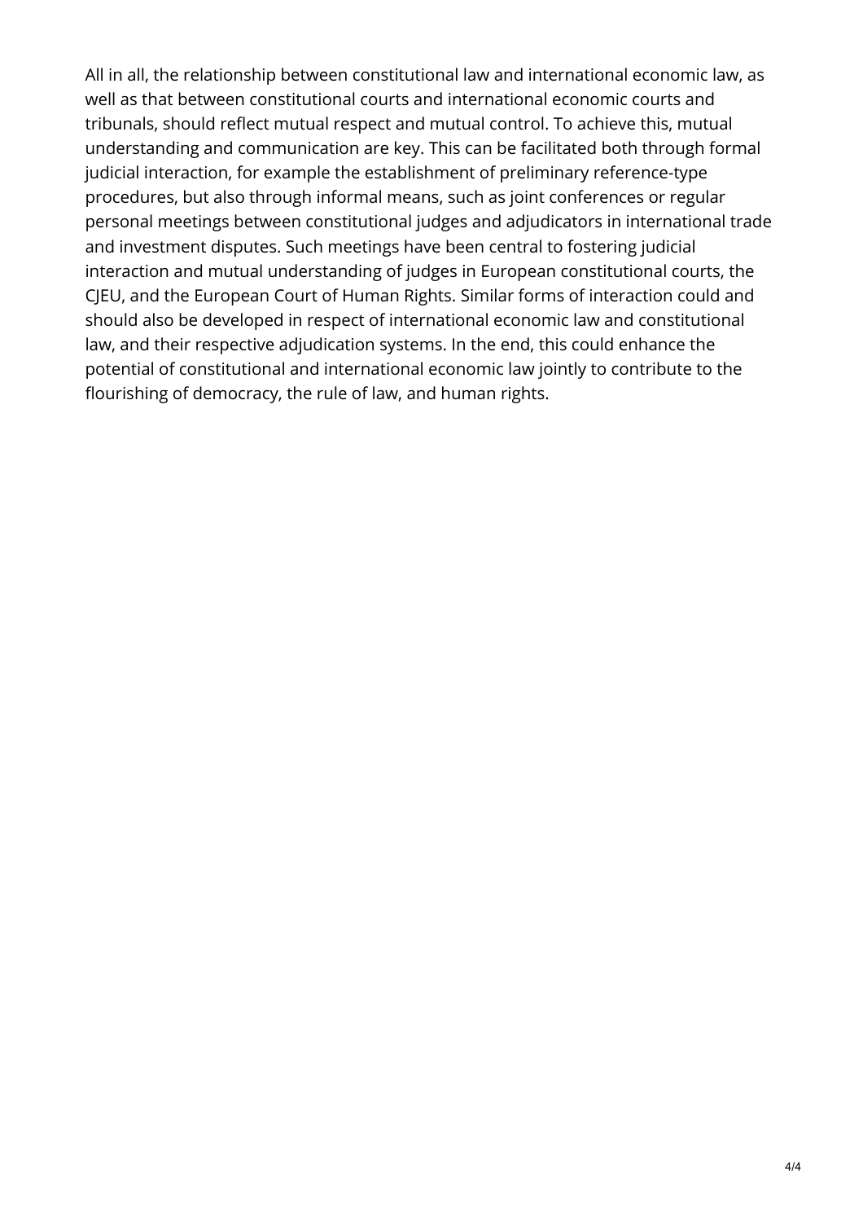All in all, the relationship between constitutional law and international economic law, as well as that between constitutional courts and international economic courts and tribunals, should reflect mutual respect and mutual control. To achieve this, mutual understanding and communication are key. This can be facilitated both through formal judicial interaction, for example the establishment of preliminary reference-type procedures, but also through informal means, such as joint conferences or regular personal meetings between constitutional judges and adjudicators in international trade and investment disputes. Such meetings have been central to fostering judicial interaction and mutual understanding of judges in European constitutional courts, the CJEU, and the European Court of Human Rights. Similar forms of interaction could and should also be developed in respect of international economic law and constitutional law, and their respective adjudication systems. In the end, this could enhance the potential of constitutional and international economic law jointly to contribute to the flourishing of democracy, the rule of law, and human rights.